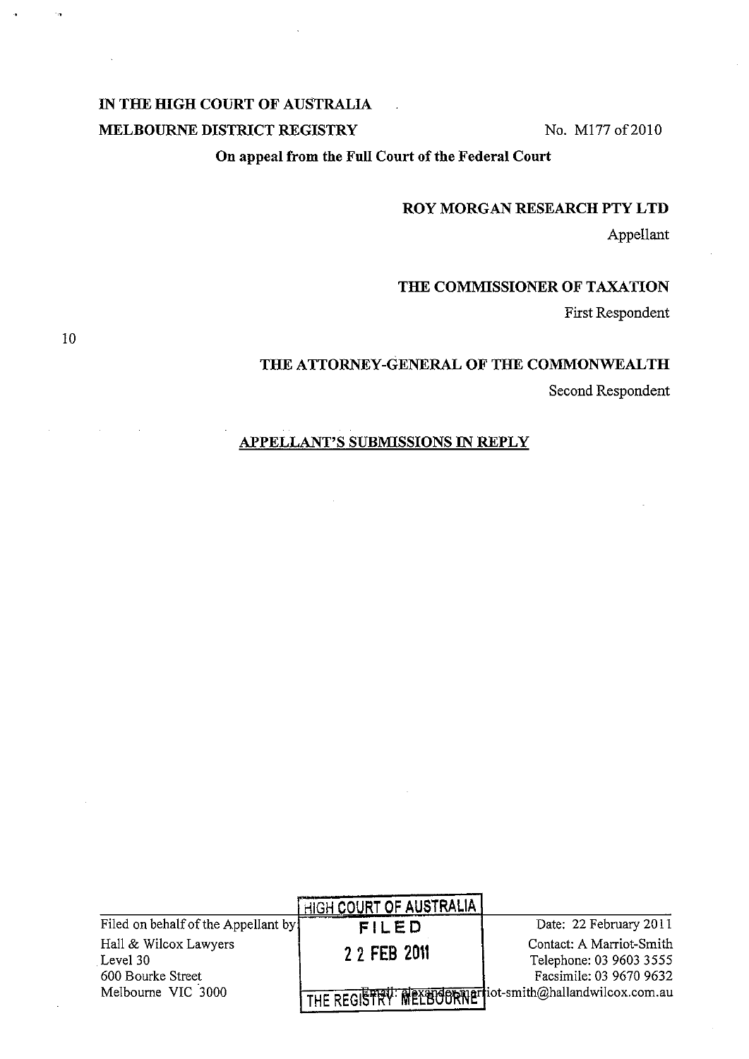**IN THE HIGH COURT OF AUSTRALIA**

**MELBOURNE DISTRICT REGISTRY** No. M177 of 2010

**On appeal from the Full Court of the Federal Court**

**ROY MORGAN RESEARCH PTY LTD**

Appellant

**THE COMMISSIONER OF TAXATION**

First Respondent

**THE ATTORNEY-GENERAL OF THE COMMONWEALTH**

Second Respondent

**APPELLANT'S SUBMISSIONS IN REPLY**

HIGH COURT OF AUSTRALIA
FILED
22 FEB 2011
THE REGISTRY MELBOURNE

| | |
|---|---|
| Filed on behalf of the Appellant by: | Date: 22 February 2011 |
| Hall & Wilcox Lawyers | Contact: A Marriot-Smith |
| Level 30 | Telephone: 03 9603 3555 |
| 600 Bourke Street | Facsimile: 03 9670 9632 |
| Melbourne VIC 3000 | Email: alexander.marriot-smith@hallandwilcox.com.au |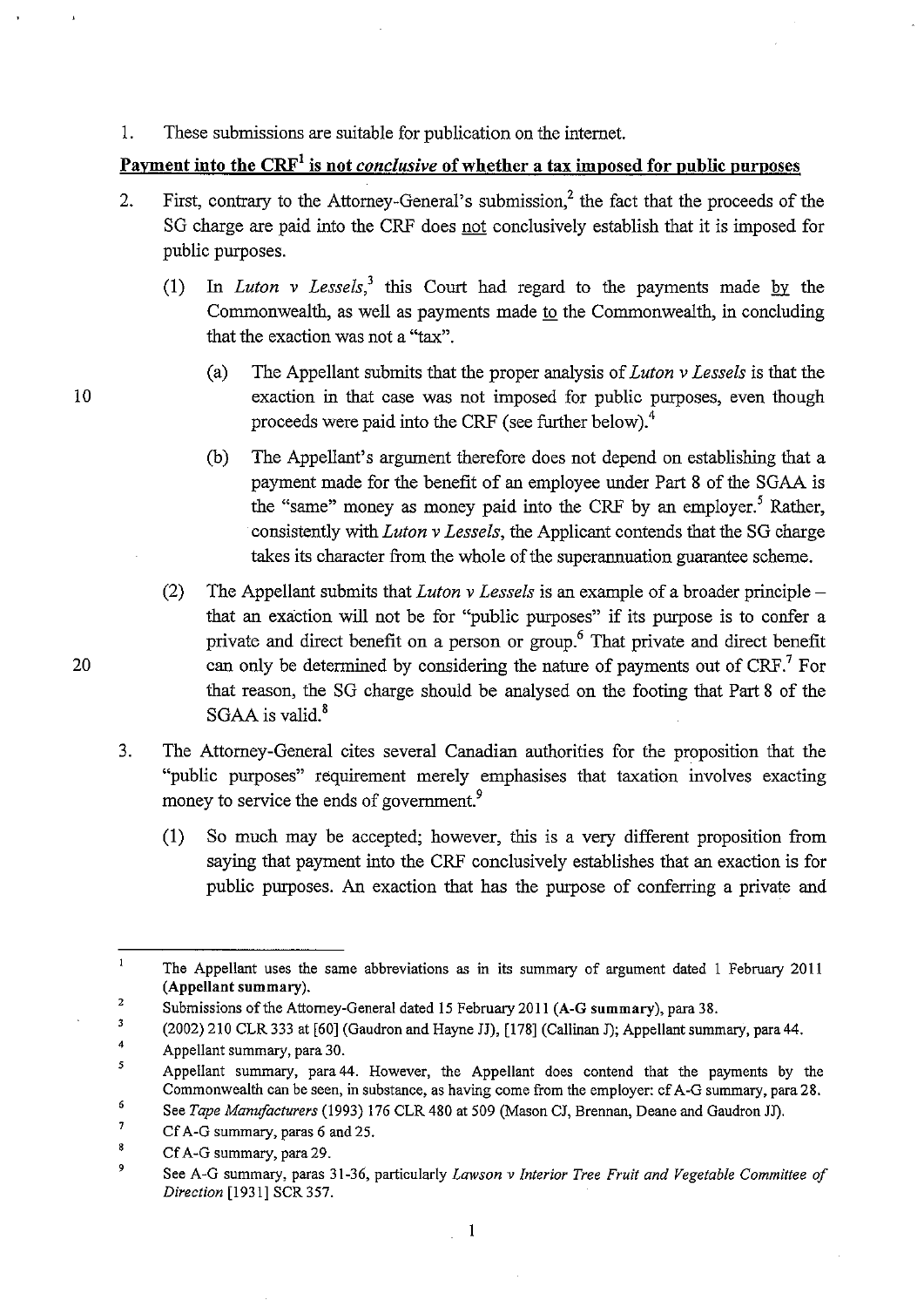1. These submissions are suitable for publication on the internet.

**Payment into the CRF[1] is not *conclusive* of whether a tax imposed for public purposes**

2. First, contrary to the Attorney-General's submission,[2] the fact that the proceeds of the SG charge are paid into the CRF does not conclusively establish that it is imposed for public purposes.

   (1) In *Luton v Lessels*,[3] this Court had regard to the payments made by the Commonwealth, as well as payments made to the Commonwealth, in concluding that the exaction was not a "tax".

      (a) The Appellant submits that the proper analysis of *Luton v Lessels* is that the exaction in that case was not imposed for public purposes, even though proceeds were paid into the CRF (see further below).[4]

      (b) The Appellant's argument therefore does not depend on establishing that a payment made for the benefit of an employee under Part 8 of the SGAA is the "same" money as money paid into the CRF by an employer.[5] Rather, consistently with *Luton v Lessels*, the Applicant contends that the SG charge takes its character from the whole of the superannuation guarantee scheme.

   (2) The Appellant submits that *Luton v Lessels* is an example of a broader principle – that an exaction will not be for "public purposes" if its purpose is to confer a private and direct benefit on a person or group.[6] That private and direct benefit can only be determined by considering the nature of payments out of CRF.[7] For that reason, the SG charge should be analysed on the footing that Part 8 of the SGAA is valid.[8]

3. The Attorney-General cites several Canadian authorities for the proposition that the "public purposes" requirement merely emphasises that taxation involves exacting money to service the ends of government.[9]

   (1) So much may be accepted; however, this is a very different proposition from saying that payment into the CRF conclusively establishes that an exaction is for public purposes. An exaction that has the purpose of conferring a private and

---

[1] The Appellant uses the same abbreviations as in its summary of argument dated 1 February 2011 (**Appellant summary**).

[2] Submissions of the Attorney-General dated 15 February 2011 (**A-G summary**), para 38.

[3] (2002) 210 CLR 333 at [60] (Gaudron and Hayne JJ), [178] (Callinan J); Appellant summary, para 44.

[4] Appellant summary, para 30.

[5] Appellant summary, para 44. However, the Appellant does contend that the payments by the Commonwealth can be seen, in substance, as having come from the employer: cf A-G summary, para 28.

[6] See *Tape Manufacturers* (1993) 176 CLR 480 at 509 (Mason CJ, Brennan, Deane and Gaudron JJ).

[7] Cf A-G summary, paras 6 and 25.

[8] Cf A-G summary, para 29.

[9] See A-G summary, paras 31-36, particularly *Lawson v Interior Tree Fruit and Vegetable Committee of Direction* [1931] SCR 357.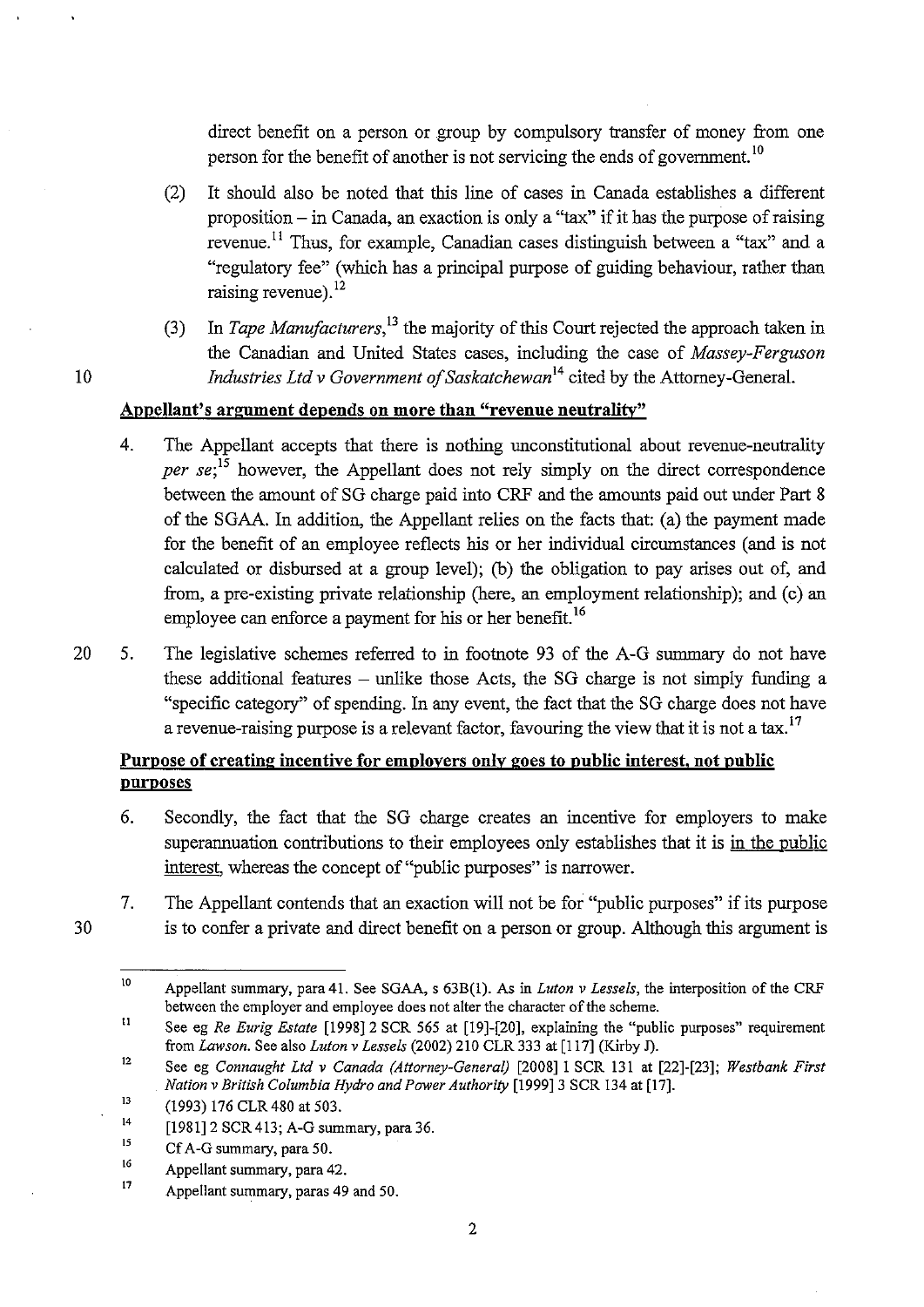direct benefit on a person or group by compulsory transfer of money from one person for the benefit of another is not servicing the ends of government.[10]

(2) It should also be noted that this line of cases in Canada establishes a different proposition – in Canada, an exaction is only a "tax" if it has the purpose of raising revenue.[11] Thus, for example, Canadian cases distinguish between a "tax" and a "regulatory fee" (which has a principal purpose of guiding behaviour, rather than raising revenue).[12]

(3) In *Tape Manufacturers*,[13] the majority of this Court rejected the approach taken in the Canadian and United States cases, including the case of *Massey-Ferguson Industries Ltd v Government of Saskatchewan*[14] cited by the Attorney-General.

## Appellant's argument depends on more than "revenue neutrality"

4. The Appellant accepts that there is nothing unconstitutional about revenue-neutrality *per se*;[15] however, the Appellant does not rely simply on the direct correspondence between the amount of SG charge paid into CRF and the amounts paid out under Part 8 of the SGAA. In addition, the Appellant relies on the facts that: (a) the payment made for the benefit of an employee reflects his or her individual circumstances (and is not calculated or disbursed at a group level); (b) the obligation to pay arises out of, and from, a pre-existing private relationship (here, an employment relationship); and (c) an employee can enforce a payment for his or her benefit.[16]

5. The legislative schemes referred to in footnote 93 of the A-G summary do not have these additional features – unlike those Acts, the SG charge is not simply funding a "specific category" of spending. In any event, the fact that the SG charge does not have a revenue-raising purpose is a relevant factor, favouring the view that it is not a tax.[17]

## Purpose of creating incentive for employers only goes to public interest, not public purposes

6. Secondly, the fact that the SG charge creates an incentive for employers to make superannuation contributions to their employees only establishes that it is in the public interest, whereas the concept of "public purposes" is narrower.

7. The Appellant contends that an exaction will not be for "public purposes" if its purpose is to confer a private and direct benefit on a person or group. Although this argument is

---

[10] Appellant summary, para 41. See SGAA, s 63B(1). As in *Luton v Lessels*, the interposition of the CRF between the employer and employee does not alter the character of the scheme.

[11] See eg *Re Eurig Estate* [1998] 2 SCR 565 at [19]-[20], explaining the "public purposes" requirement from *Lawson*. See also *Luton v Lessels* (2002) 210 CLR 333 at [117] (Kirby J).

[12] See eg *Connaught Ltd v Canada (Attorney-General)* [2008] 1 SCR 131 at [22]-[23]; *Westbank First Nation v British Columbia Hydro and Power Authority* [1999] 3 SCR 134 at [17].

[13] (1993) 176 CLR 480 at 503.

[14] [1981] 2 SCR 413; A-G summary, para 36.

[15] Cf A-G summary, para 50.

[16] Appellant summary, para 42.

[17] Appellant summary, paras 49 and 50.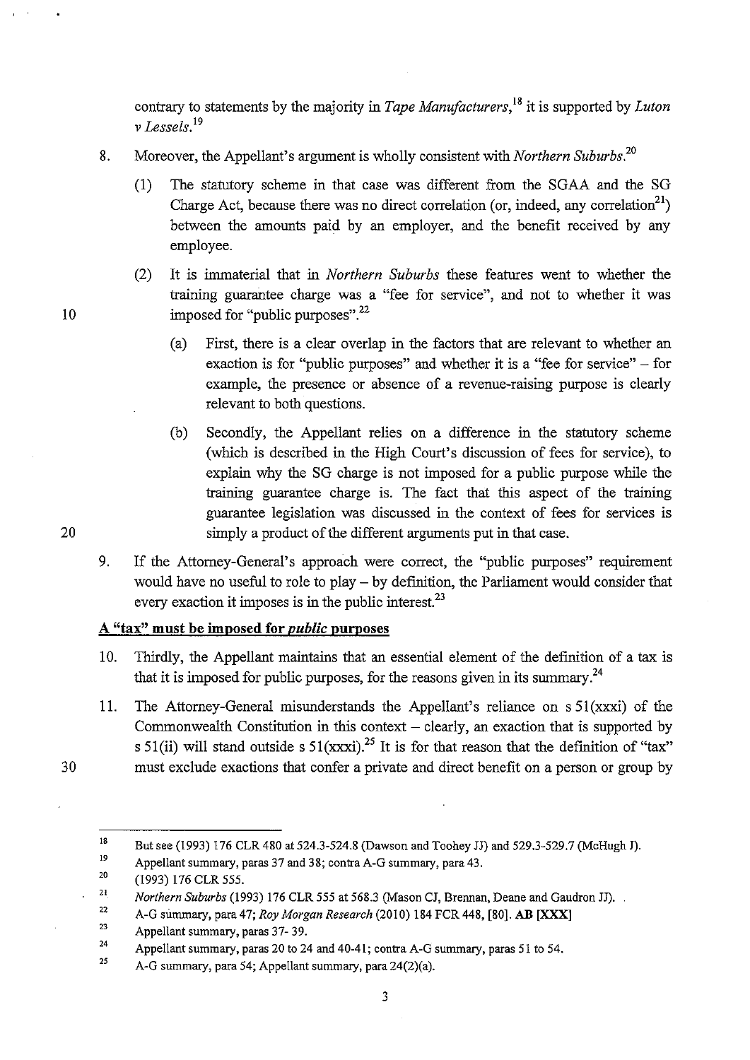contrary to statements by the majority in *Tape Manufacturers*,[18] it is supported by *Luton v Lessels*.[19]

8. Moreover, the Appellant's argument is wholly consistent with *Northern Suburbs*.[20]

   (1) The statutory scheme in that case was different from the SGAA and the SG Charge Act, because there was no direct correlation (or, indeed, any correlation[21]) between the amounts paid by an employer, and the benefit received by any employee.

   (2) It is immaterial that in *Northern Suburbs* these features went to whether the training guarantee charge was a "fee for service", and not to whether it was imposed for "public purposes".[22]

      (a) First, there is a clear overlap in the factors that are relevant to whether an exaction is for "public purposes" and whether it is a "fee for service" – for example, the presence or absence of a revenue-raising purpose is clearly relevant to both questions.

      (b) Secondly, the Appellant relies on a difference in the statutory scheme (which is described in the High Court's discussion of fees for service), to explain why the SG charge is not imposed for a public purpose while the training guarantee charge is. The fact that this aspect of the training guarantee legislation was discussed in the context of fees for services is simply a product of the different arguments put in that case.

9. If the Attorney-General's approach were correct, the "public purposes" requirement would have no useful to role to play – by definition, the Parliament would consider that every exaction it imposes is in the public interest.[23]

## A "tax" must be imposed for *public* purposes

10. Thirdly, the Appellant maintains that an essential element of the definition of a tax is that it is imposed for public purposes, for the reasons given in its summary.[24]

11. The Attorney-General misunderstands the Appellant's reliance on s 51(xxxi) of the Commonwealth Constitution in this context – clearly, an exaction that is supported by s 51(ii) will stand outside s 51(xxxi).[25] It is for that reason that the definition of "tax" must exclude exactions that confer a private and direct benefit on a person or group by

---

[18] But see (1993) 176 CLR 480 at 524.3-524.8 (Dawson and Toohey JJ) and 529.3-529.7 (McHugh J).

[19] Appellant summary, paras 37 and 38; contra A-G summary, para 43.

[20] (1993) 176 CLR 555.

[21] *Northern Suburbs* (1993) 176 CLR 555 at 568.3 (Mason CJ, Brennan, Deane and Gaudron JJ).

[22] A-G summary, para 47; *Roy Morgan Research* (2010) 184 FCR 448, [80]. **AB [XXX]**

[23] Appellant summary, paras 37- 39.

[24] Appellant summary, paras 20 to 24 and 40-41; contra A-G summary, paras 51 to 54.

[25] A-G summary, para 54; Appellant summary, para 24(2)(a).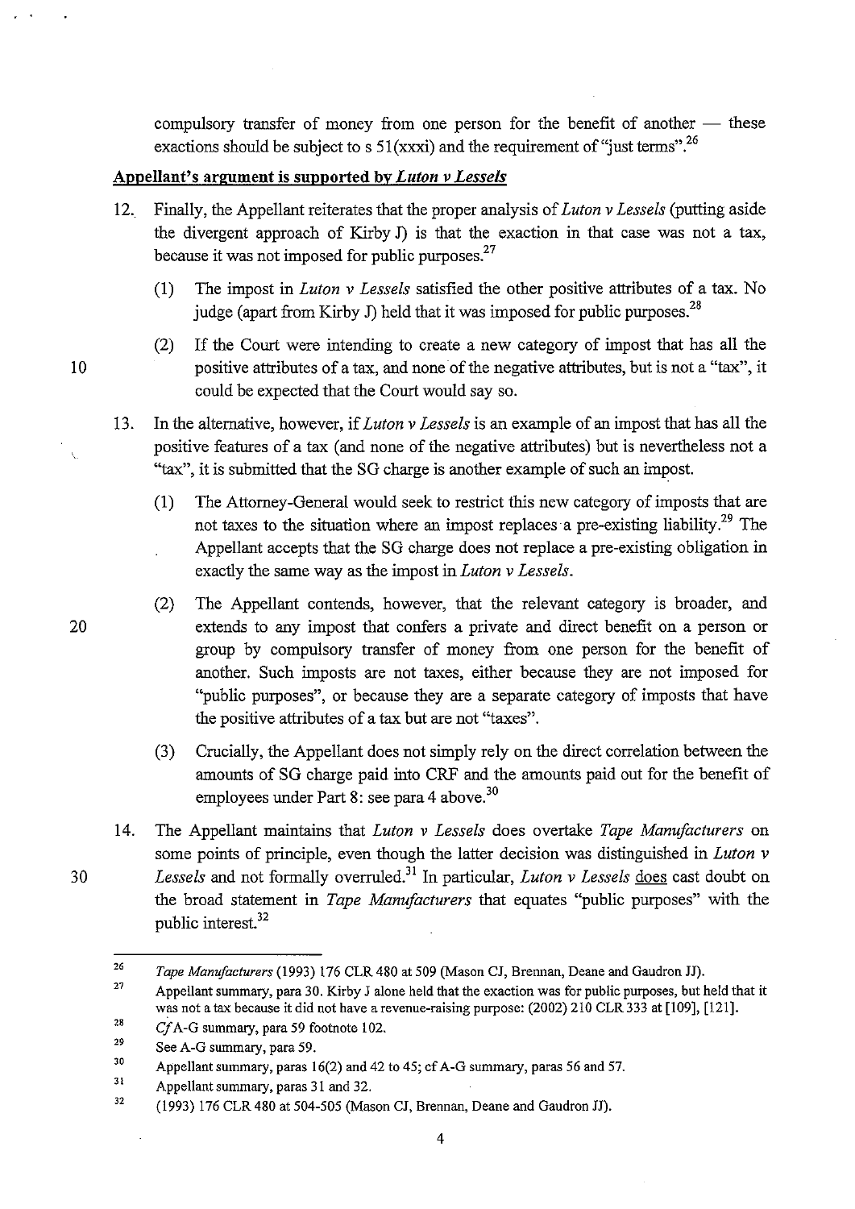compulsory transfer of money from one person for the benefit of another — these exactions should be subject to s 51(xxxi) and the requirement of "just terms".[26]

## Appellant's argument is supported by *Luton v Lessels*

12. Finally, the Appellant reiterates that the proper analysis of *Luton v Lessels* (putting aside the divergent approach of Kirby J) is that the exaction in that case was not a tax, because it was not imposed for public purposes.[27]

    (1) The impost in *Luton v Lessels* satisfied the other positive attributes of a tax. No judge (apart from Kirby J) held that it was imposed for public purposes.[28]

    (2) If the Court were intending to create a new category of impost that has all the positive attributes of a tax, and none of the negative attributes, but is not a "tax", it could be expected that the Court would say so.

13. In the alternative, however, if *Luton v Lessels* is an example of an impost that has all the positive features of a tax (and none of the negative attributes) but is nevertheless not a "tax", it is submitted that the SG charge is another example of such an impost.

    (1) The Attorney-General would seek to restrict this new category of imposts that are not taxes to the situation where an impost replaces a pre-existing liability.[29] The Appellant accepts that the SG charge does not replace a pre-existing obligation in exactly the same way as the impost in *Luton v Lessels*.

    (2) The Appellant contends, however, that the relevant category is broader, and extends to any impost that confers a private and direct benefit on a person or group by compulsory transfer of money from one person for the benefit of another. Such imposts are not taxes, either because they are not imposed for "public purposes", or because they are a separate category of imposts that have the positive attributes of a tax but are not "taxes".

    (3) Crucially, the Appellant does not simply rely on the direct correlation between the amounts of SG charge paid into CRF and the amounts paid out for the benefit of employees under Part 8: see para 4 above.[30]

14. The Appellant maintains that *Luton v Lessels* does overtake *Tape Manufacturers* on some points of principle, even though the latter decision was distinguished in *Luton v Lessels* and not formally overruled.[31] In particular, *Luton v Lessels* does cast doubt on the broad statement in *Tape Manufacturers* that equates "public purposes" with the public interest.[32]

---

[26] *Tape Manufacturers* (1993) 176 CLR 480 at 509 (Mason CJ, Brennan, Deane and Gaudron JJ).

[27] Appellant summary, para 30. Kirby J alone held that the exaction was for public purposes, but held that it was not a tax because it did not have a revenue-raising purpose: (2002) 210 CLR 333 at [109], [121].

[28] *Cf* A-G summary, para 59 footnote 102.

[29] See A-G summary, para 59.

[30] Appellant summary, paras 16(2) and 42 to 45; cf A-G summary, paras 56 and 57.

[31] Appellant summary, paras 31 and 32.

[32] (1993) 176 CLR 480 at 504-505 (Mason CJ, Brennan, Deane and Gaudron JJ).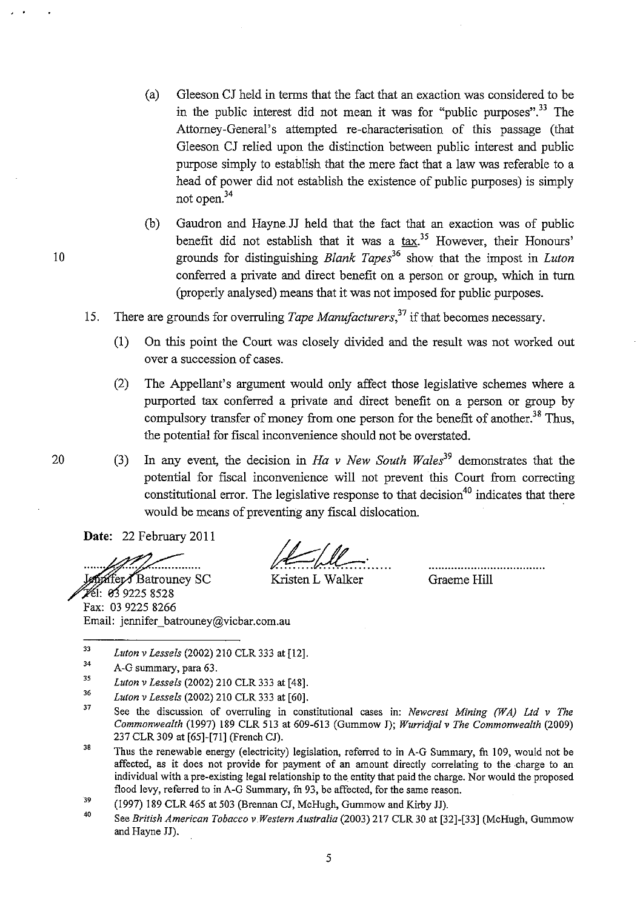(a) Gleeson CJ held in terms that the fact that an exaction was considered to be in the public interest did not mean it was for "public purposes".[33] The Attorney-General's attempted re-characterisation of this passage (that Gleeson CJ relied upon the distinction between public interest and public purpose simply to establish that the mere fact that a law was referable to a head of power did not establish the existence of public purposes) is simply not open.[34]

(b) Gaudron and Hayne JJ held that the fact that an exaction was of public benefit did not establish that it was a tax.[35] However, their Honours' grounds for distinguishing *Blank Tapes*[36] show that the impost in *Luton* conferred a private and direct benefit on a person or group, which in turn (properly analysed) means that it was not imposed for public purposes.

15. There are grounds for overruling *Tape Manufacturers*,[37] if that becomes necessary.

(1) On this point the Court was closely divided and the result was not worked out over a succession of cases.

(2) The Appellant's argument would only affect those legislative schemes where a purported tax conferred a private and direct benefit on a person or group by compulsory transfer of money from one person for the benefit of another.[38] Thus, the potential for fiscal inconvenience should not be overstated.

(3) In any event, the decision in *Ha v New South Wales*[39] demonstrates that the potential for fiscal inconvenience will not prevent this Court from correcting constitutional error. The legislative response to that decision[40] indicates that there would be means of preventing any fiscal dislocation.

**Date:** 22 February 2011

| | | |
|---|---|---|
| Jennifer J Batrouney SC | Kristen L Walker | Graeme Hill |
| Tel: 03 9225 8528 | | |
| Fax: 03 9225 8266 | | |
| Email: jennifer_batrouney@vicbar.com.au | | |

---

33 *Luton v Lessels* (2002) 210 CLR 333 at [12].

34 A-G summary, para 63.

35 *Luton v Lessels* (2002) 210 CLR 333 at [48].

36 *Luton v Lessels* (2002) 210 CLR 333 at [60].

37 See the discussion of overruling in constitutional cases in: *Newcrest Mining (WA) Ltd v The Commonwealth* (1997) 189 CLR 513 at 609-613 (Gummow J); *Wurridjal v The Commonwealth* (2009) 237 CLR 309 at [65]-[71] (French CJ).

38 Thus the renewable energy (electricity) legislation, referred to in A-G Summary, fn 109, would not be affected, as it does not provide for payment of an amount directly correlating to the charge to an individual with a pre-existing legal relationship to the entity that paid the charge. Nor would the proposed flood levy, referred to in A-G Summary, fn 93, be affected, for the same reason.

39 (1997) 189 CLR 465 at 503 (Brennan CJ, McHugh, Gummow and Kirby JJ).

40 See *British American Tobacco v Western Australia* (2003) 217 CLR 30 at [32]-[33] (McHugh, Gummow and Hayne JJ).